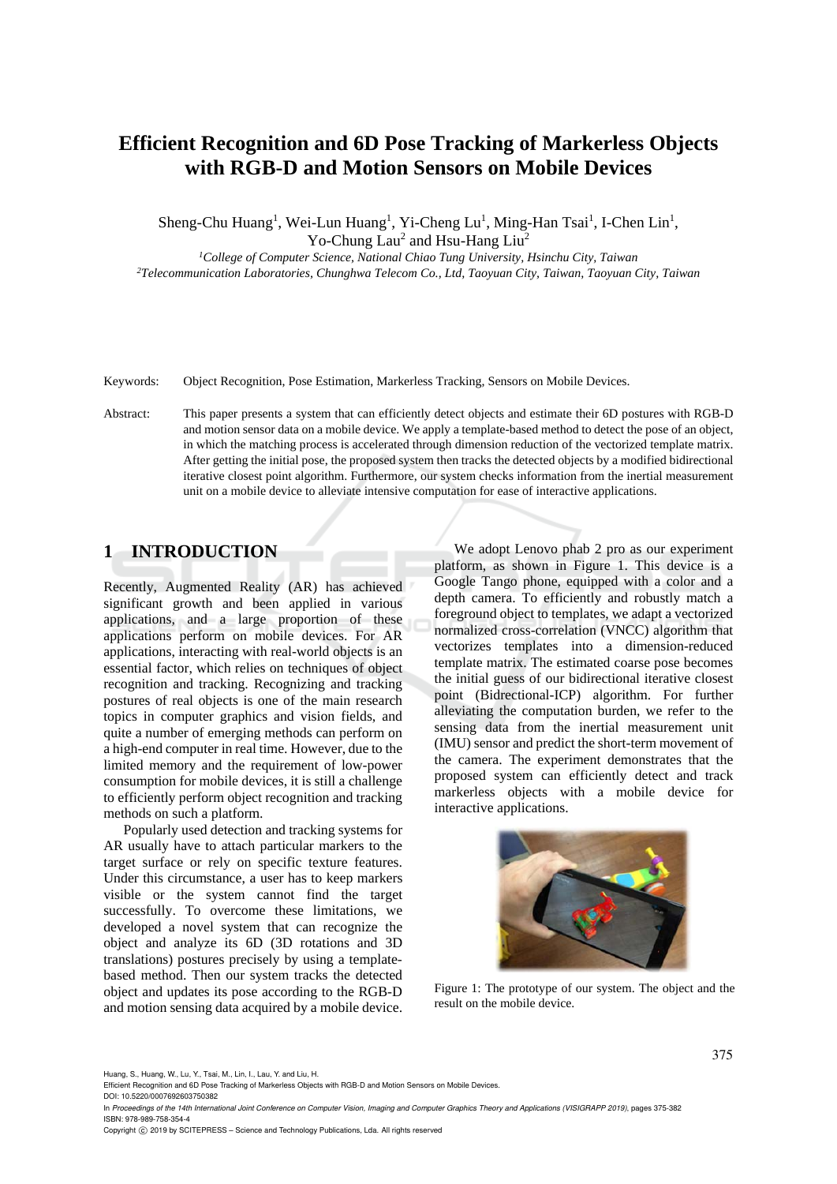# Efficient Recognition and 6D Pose Tracking of Markerless Objects with RGB-D and Motion Sensors on Mobile Devices

Sheng-Chu Huang[1], Wei-Lun Huang[1], Yi-Cheng Lu[1], Ming-Han Tsai[1], I-Chen Lin[1], Yo-Chung Lau[2] and Hsu-Hang Liu[2]

[1]*College of Computer Science, National Chiao Tung University, Hsinchu City, Taiwan*
[2]*Telecommunication Laboratories, Chunghwa Telecom Co., Ltd, Taoyuan City, Taiwan, Taoyuan City, Taiwan*

Keywords: Object Recognition, Pose Estimation, Markerless Tracking, Sensors on Mobile Devices.

Abstract: This paper presents a system that can efficiently detect objects and estimate their 6D postures with RGB-D and motion sensor data on a mobile device. We apply a template-based method to detect the pose of an object, in which the matching process is accelerated through dimension reduction of the vectorized template matrix. After getting the initial pose, the proposed system then tracks the detected objects by a modified bidirectional iterative closest point algorithm. Furthermore, our system checks information from the inertial measurement unit on a mobile device to alleviate intensive computation for ease of interactive applications.

## 1 INTRODUCTION

Recently, Augmented Reality (AR) has achieved significant growth and been applied in various applications, and a large proportion of these applications perform on mobile devices. For AR applications, interacting with real-world objects is an essential factor, which relies on techniques of object recognition and tracking. Recognizing and tracking postures of real objects is one of the main research topics in computer graphics and vision fields, and quite a number of emerging methods can perform on a high-end computer in real time. However, due to the limited memory and the requirement of low-power consumption for mobile devices, it is still a challenge to efficiently perform object recognition and tracking methods on such a platform.

Popularly used detection and tracking systems for AR usually have to attach particular markers to the target surface or rely on specific texture features. Under this circumstance, a user has to keep markers visible or the system cannot find the target successfully. To overcome these limitations, we developed a novel system that can recognize the object and analyze its 6D (3D rotations and 3D translations) postures precisely by using a template-based method. Then our system tracks the detected object and updates its pose according to the RGB-D and motion sensing data acquired by a mobile device.

We adopt Lenovo phab 2 pro as our experiment platform, as shown in Figure 1. This device is a Google Tango phone, equipped with a color and a depth camera. To efficiently and robustly match a foreground object to templates, we adapt a vectorized normalized cross-correlation (VNCC) algorithm that vectorizes templates into a dimension-reduced template matrix. The estimated coarse pose becomes the initial guess of our bidirectional iterative closest point (Bidrectional-ICP) algorithm. For further alleviating the computation burden, we refer to the sensing data from the inertial measurement unit (IMU) sensor and predict the short-term movement of the camera. The experiment demonstrates that the proposed system can efficiently detect and track markerless objects with a mobile device for interactive applications.

Figure 1: The prototype of our system. The object and the result on the mobile device.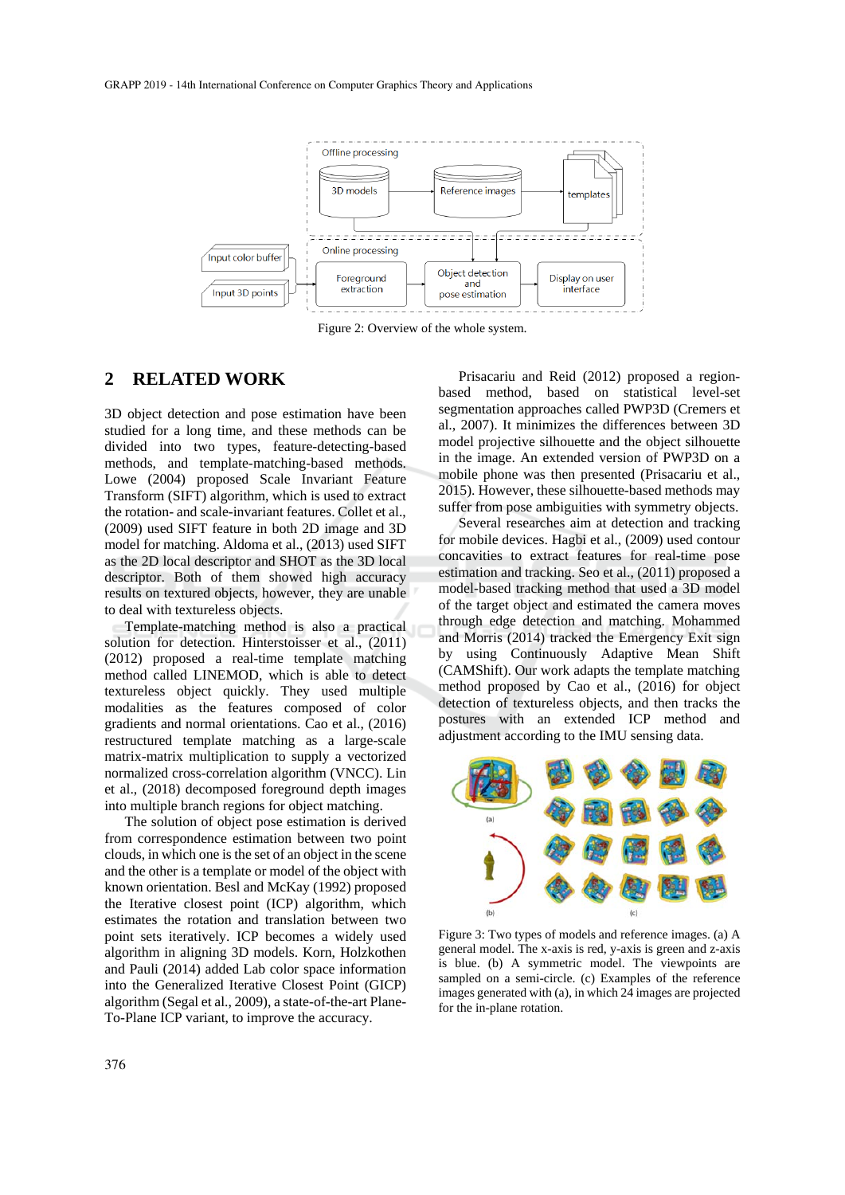Figure 2: Overview of the whole system.

## 2 RELATED WORK

3D object detection and pose estimation have been studied for a long time, and these methods can be divided into two types, feature-detecting-based methods, and template-matching-based methods. Lowe (2004) proposed Scale Invariant Feature Transform (SIFT) algorithm, which is used to extract the rotation- and scale-invariant features. Collet et al., (2009) used SIFT feature in both 2D image and 3D model for matching. Aldoma et al., (2013) used SIFT as the 2D local descriptor and SHOT as the 3D local descriptor. Both of them showed high accuracy results on textured objects, however, they are unable to deal with textureless objects.

Template-matching method is also a practical solution for detection. Hinterstoisser et al., (2011) (2012) proposed a real-time template matching method called LINEMOD, which is able to detect textureless object quickly. They used multiple modalities as the features composed of color gradients and normal orientations. Cao et al., (2016) restructured template matching as a large-scale matrix-matrix multiplication to supply a vectorized normalized cross-correlation algorithm (VNCC). Lin et al., (2018) decomposed foreground depth images into multiple branch regions for object matching.

The solution of object pose estimation is derived from correspondence estimation between two point clouds, in which one is the set of an object in the scene and the other is a template or model of the object with known orientation. Besl and McKay (1992) proposed the Iterative closest point (ICP) algorithm, which estimates the rotation and translation between two point sets iteratively. ICP becomes a widely used algorithm in aligning 3D models. Korn, Holzkothen and Pauli (2014) added Lab color space information into the Generalized Iterative Closest Point (GICP) algorithm (Segal et al., 2009), a state-of-the-art Plane-To-Plane ICP variant, to improve the accuracy.

Prisacariu and Reid (2012) proposed a region-based method, based on statistical level-set segmentation approaches called PWP3D (Cremers et al., 2007). It minimizes the differences between 3D model projective silhouette and the object silhouette in the image. An extended version of PWP3D on a mobile phone was then presented (Prisacariu et al., 2015). However, these silhouette-based methods may suffer from pose ambiguities with symmetry objects.

Several researches aim at detection and tracking for mobile devices. Hagbi et al., (2009) used contour concavities to extract features for real-time pose estimation and tracking. Seo et al., (2011) proposed a model-based tracking method that used a 3D model of the target object and estimated the camera moves through edge detection and matching. Mohammed and Morris (2014) tracked the Emergency Exit sign by using Continuously Adaptive Mean Shift (CAMShift). Our work adapts the template matching method proposed by Cao et al., (2016) for object detection of textureless objects, and then tracks the postures with an extended ICP method and adjustment according to the IMU sensing data.

Figure 3: Two types of models and reference images. (a) A general model. The x-axis is red, y-axis is green and z-axis is blue. (b) A symmetric model. The viewpoints are sampled on a semi-circle. (c) Examples of the reference images generated with (a), in which 24 images are projected for the in-plane rotation.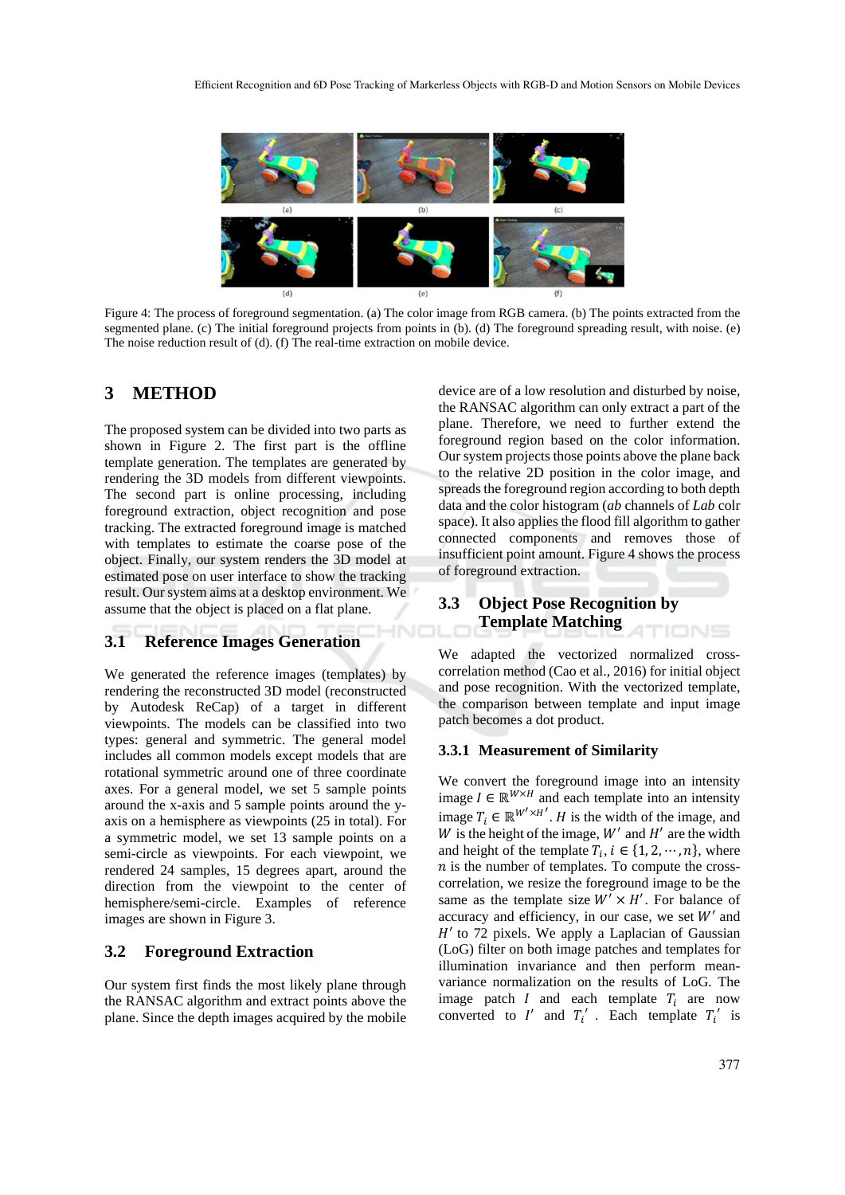Figure 4: The process of foreground segmentation. (a) The color image from RGB camera. (b) The points extracted from the segmented plane. (c) The initial foreground projects from points in (b). (d) The foreground spreading result, with noise. (e) The noise reduction result of (d). (f) The real-time extraction on mobile device.

# 3 METHOD

The proposed system can be divided into two parts as shown in Figure 2. The first part is the offline template generation. The templates are generated by rendering the 3D models from different viewpoints. The second part is online processing, including foreground extraction, object recognition and pose tracking. The extracted foreground image is matched with templates to estimate the coarse pose of the object. Finally, our system renders the 3D model at estimated pose on user interface to show the tracking result. Our system aims at a desktop environment. We assume that the object is placed on a flat plane.

## 3.1 Reference Images Generation

We generated the reference images (templates) by rendering the reconstructed 3D model (reconstructed by Autodesk ReCap) of a target in different viewpoints. The models can be classified into two types: general and symmetric. The general model includes all common models except models that are rotational symmetric around one of three coordinate axes. For a general model, we set 5 sample points around the x-axis and 5 sample points around the y-axis on a hemisphere as viewpoints (25 in total). For a symmetric model, we set 13 sample points on a semi-circle as viewpoints. For each viewpoint, we rendered 24 samples, 15 degrees apart, around the direction from the viewpoint to the center of hemisphere/semi-circle. Examples of reference images are shown in Figure 3.

## 3.2 Foreground Extraction

Our system first finds the most likely plane through the RANSAC algorithm and extract points above the plane. Since the depth images acquired by the mobile device are of a low resolution and disturbed by noise, the RANSAC algorithm can only extract a part of the plane. Therefore, we need to further extend the foreground region based on the color information. Our system projects those points above the plane back to the relative 2D position in the color image, and spreads the foreground region according to both depth data and the color histogram (*ab* channels of *Lab* colr space). It also applies the flood fill algorithm to gather connected components and removes those of insufficient point amount. Figure 4 shows the process of foreground extraction.

## 3.3 Object Pose Recognition by Template Matching

We adapted the vectorized normalized cross-correlation method (Cao et al., 2016) for initial object and pose recognition. With the vectorized template, the comparison between template and input image patch becomes a dot product.

### 3.3.1 Measurement of Similarity

We convert the foreground image into an intensity image $I \in \mathbb{R}^{W \times H}$ and each template into an intensity image $T_i \in \mathbb{R}^{W' \times H'}$. $H$ is the width of the image, and $W$ is the height of the image, $W'$ and $H'$ are the width and height of the template $T_i, i \in \{1, 2, \cdots, n\}$, where $n$ is the number of templates. To compute the cross-correlation, we resize the foreground image to be the same as the template size $W' \times H'$. For balance of accuracy and efficiency, in our case, we set $W'$ and $H'$ to 72 pixels. We apply a Laplacian of Gaussian (LoG) filter on both image patches and templates for illumination invariance and then perform mean-variance normalization on the results of LoG. The image patch $I$ and each template $T_i$ are now converted to $I'$ and $T_i'$. Each template $T_i'$ is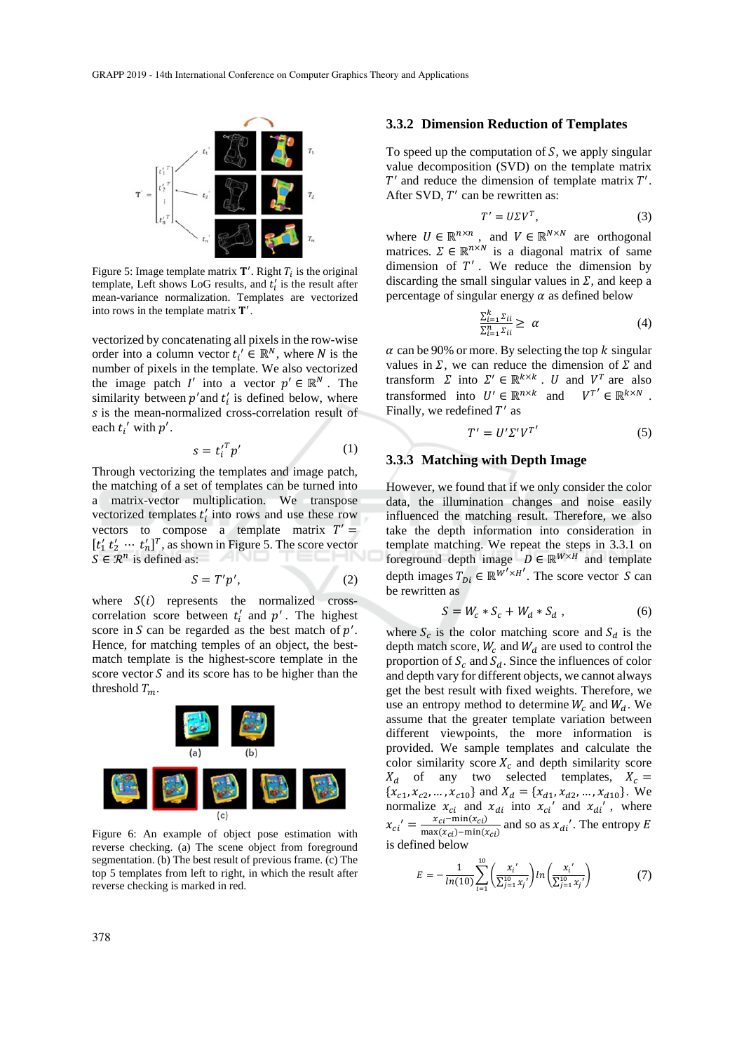Figure 5: Image template matrix $\mathbf{T}'$. Right $T_i$ is the original template, Left shows LoG results, and $t_i'$ is the result after mean-variance normalization. Templates are vectorized into rows in the template matrix $\mathbf{T}'$.

vectorized by concatenating all pixels in the row-wise order into a column vector $t_i' \in \mathbb{R}^N$, where $N$ is the number of pixels in the template. We also vectorized the image patch $I'$ into a vector $p' \in \mathbb{R}^N$. The similarity between $p'$ and $t_i'$ is defined below, where $s$ is the mean-normalized cross-correlation result of each $t_i'$ with $p'$.

$$s = {t_i'}^T p' \tag{1}$$

Through vectorizing the templates and image patch, the matching of a set of templates can be turned into a matrix-vector multiplication. We transpose vectorized templates $t_i'$ into rows and use these row vectors to compose a template matrix $T' = [t_1' \; t_2' \cdots t_n']^T$, as shown in Figure 5. The score vector $S \in \mathcal{R}^n$ is defined as:

$$S = T'p', \tag{2}$$

where $S(i)$ represents the normalized cross-correlation score between $t_i'$ and $p'$. The highest score in $S$ can be regarded as the best match of $p'$. Hence, for matching temples of an object, the best-match template is the highest-score template in the score vector $S$ and its score has to be higher than the threshold $T_m$.

Figure 6: An example of object pose estimation with reverse checking. (a) The scene object from foreground segmentation. (b) The best result of previous frame. (c) The top 5 templates from left to right, in which the result after reverse checking is marked in red.

### 3.3.2 Dimension Reduction of Templates

To speed up the computation of $S$, we apply singular value decomposition (SVD) on the template matrix $T'$ and reduce the dimension of template matrix $T'$. After SVD, $T'$ can be rewritten as:

$$T' = U\Sigma V^T, \tag{3}$$

where $U \in \mathbb{R}^{n\times n}$, and $V \in \mathbb{R}^{N\times N}$ are orthogonal matrices. $\Sigma \in \mathbb{R}^{n\times N}$ is a diagonal matrix of same dimension of $T'$. We reduce the dimension by discarding the small singular values in $\Sigma$, and keep a percentage of singular energy $\alpha$ as defined below

$$\frac{\sum_{i=1}^{k} \Sigma_{ii}}{\sum_{i=1}^{n} \Sigma_{ii}} \geq \alpha \tag{4}$$

$\alpha$ can be 90% or more. By selecting the top $k$ singular values in $\Sigma$, we can reduce the dimension of $\Sigma$ and transform $\Sigma$ into $\Sigma' \in \mathbb{R}^{k\times k}$. $U$ and $V^T$ are also transformed into $U' \in \mathbb{R}^{n\times k}$ and $V^{T'} \in \mathbb{R}^{k\times N}$. Finally, we redefined $T'$ as

$$T' = U'\Sigma' V^{T'} \tag{5}$$

### 3.3.3 Matching with Depth Image

However, we found that if we only consider the color data, the illumination changes and noise easily influenced the matching result. Therefore, we also take the depth information into consideration in template matching. We repeat the steps in 3.3.1 on foreground depth image $D \in \mathbb{R}^{W\times H}$ and template depth images $T_{Di} \in \mathbb{R}^{W'\times H'}$. The score vector $S$ can be rewritten as

$$S = W_c * S_c + W_d * S_d \;, \tag{6}$$

where $S_c$ is the color matching score and $S_d$ is the depth match score, $W_c$ and $W_d$ are used to control the proportion of $S_c$ and $S_d$. Since the influences of color and depth vary for different objects, we cannot always get the best result with fixed weights. Therefore, we use an entropy method to determine $W_c$ and $W_d$. We assume that the greater template variation between different viewpoints, the more information is provided. We sample templates and calculate the color similarity score $X_c$ and depth similarity score $X_d$ of any two selected templates, $X_c = \{x_{c1}, x_{c2}, \ldots, x_{c10}\}$ and $X_d = \{x_{d1}, x_{d2}, \ldots, x_{d10}\}$. We normalize $x_{ci}$ and $x_{di}$ into $x_{ci}'$ and $x_{di}'$, where $x_{ci}' = \frac{x_{ci} - \min(x_{ci})}{\max(x_{ci}) - \min(x_{ci})}$ and so as $x_{di}'$. The entropy $E$ is defined below

$$E = -\frac{1}{ln(10)} \sum_{i=1}^{10} \left(\frac{x_i'}{\sum_{j=1}^{10} x_j'}\right) ln\left(\frac{x_i'}{\sum_{j=1}^{10} x_j'}\right) \tag{7}$$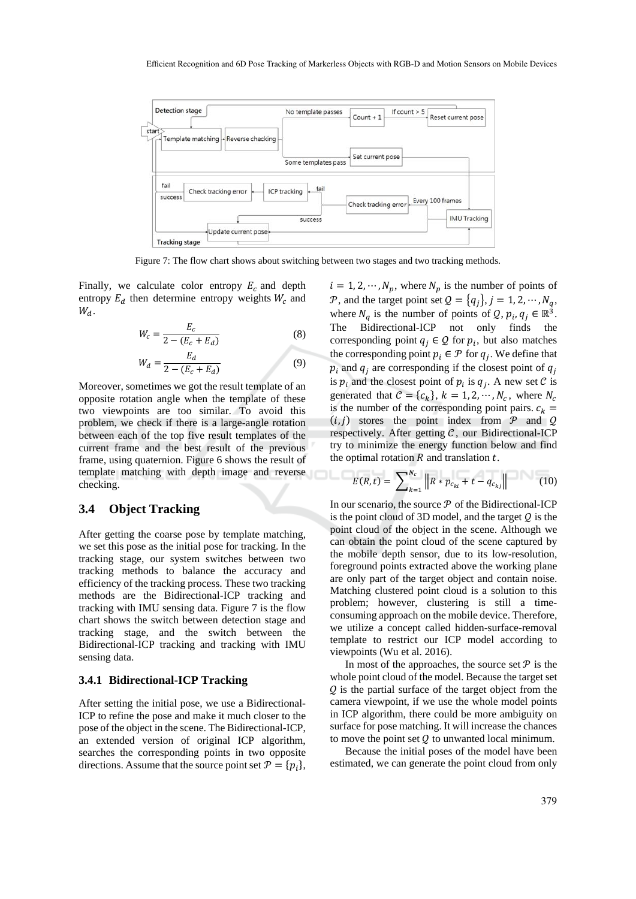Figure 7: The flow chart shows about switching between two stages and two tracking methods.

Finally, we calculate color entropy $E_c$ and depth entropy $E_d$ then determine entropy weights $W_c$ and $W_d$.

$$W_c = \frac{E_c}{2-(E_c+E_d)} \tag{8}$$

$$W_d = \frac{E_d}{2-(E_c+E_d)} \tag{9}$$

Moreover, sometimes we got the result template of an opposite rotation angle when the template of these two viewpoints are too similar. To avoid this problem, we check if there is a large-angle rotation between each of the top five result templates of the current frame and the best result of the previous frame, using quaternion. Figure 6 shows the result of template matching with depth image and reverse checking.

### 3.4 Object Tracking

After getting the coarse pose by template matching, we set this pose as the initial pose for tracking. In the tracking stage, our system switches between two tracking methods to balance the accuracy and efficiency of the tracking process. These two tracking methods are the Bidirectional-ICP tracking and tracking with IMU sensing data. Figure 7 is the flow chart shows the switch between detection stage and tracking stage, and the switch between the Bidirectional-ICP tracking and tracking with IMU sensing data.

#### 3.4.1 Bidirectional-ICP Tracking

After setting the initial pose, we use a Bidirectional-ICP to refine the pose and make it much closer to the pose of the object in the scene. The Bidirectional-ICP, an extended version of original ICP algorithm, searches the corresponding points in two opposite directions. Assume that the source point set $\mathcal{P} = \{p_i\}$, $i = 1, 2, \cdots, N_p$, where $N_p$ is the number of points of $\mathcal{P}$, and the target point set $\mathcal{Q} = \{q_j\}$, $j = 1, 2, \cdots, N_q$, where $N_q$ is the number of points of $\mathcal{Q}$, $p_i, q_j \in \mathbb{R}^3$. The Bidirectional-ICP not only finds the corresponding point $q_j \in \mathcal{Q}$ for $p_i$, but also matches the corresponding point $p_i \in \mathcal{P}$ for $q_j$. We define that $p_i$ and $q_j$ are corresponding if the closest point of $q_j$ is $p_i$ and the closest point of $p_i$ is $q_j$. A new set $\mathcal{C}$ is generated that $\mathcal{C} = \{c_k\}$, $k = 1, 2, \cdots, N_c$, where $N_c$ is the number of the corresponding point pairs. $c_k = (i, j)$ stores the point index from $\mathcal{P}$ and $\mathcal{Q}$ respectively. After getting $\mathcal{C}$, our Bidirectional-ICP try to minimize the energy function below and find the optimal rotation $R$ and translation $t$.

$$E(R,t) = \sum_{k=1}^{N_c} \left\| R * p_{c_{ki}} + t - q_{c_{kj}} \right\| \tag{10}$$

In our scenario, the source $\mathcal{P}$ of the Bidirectional-ICP is the point cloud of 3D model, and the target $\mathcal{Q}$ is the point cloud of the object in the scene. Although we can obtain the point cloud of the scene captured by the mobile depth sensor, due to its low-resolution, foreground points extracted above the working plane are only part of the target object and contain noise. Matching clustered point cloud is a solution to this problem; however, clustering is still a time-consuming approach on the mobile device. Therefore, we utilize a concept called hidden-surface-removal template to restrict our ICP model according to viewpoints (Wu et al. 2016).

In most of the approaches, the source set $\mathcal{P}$ is the whole point cloud of the model. Because the target set $\mathcal{Q}$ is the partial surface of the target object from the camera viewpoint, if we use the whole model points in ICP algorithm, there could be more ambiguity on surface for pose matching. It will increase the chances to move the point set $\mathcal{Q}$ to unwanted local minimum.

Because the initial poses of the model have been estimated, we can generate the point cloud from only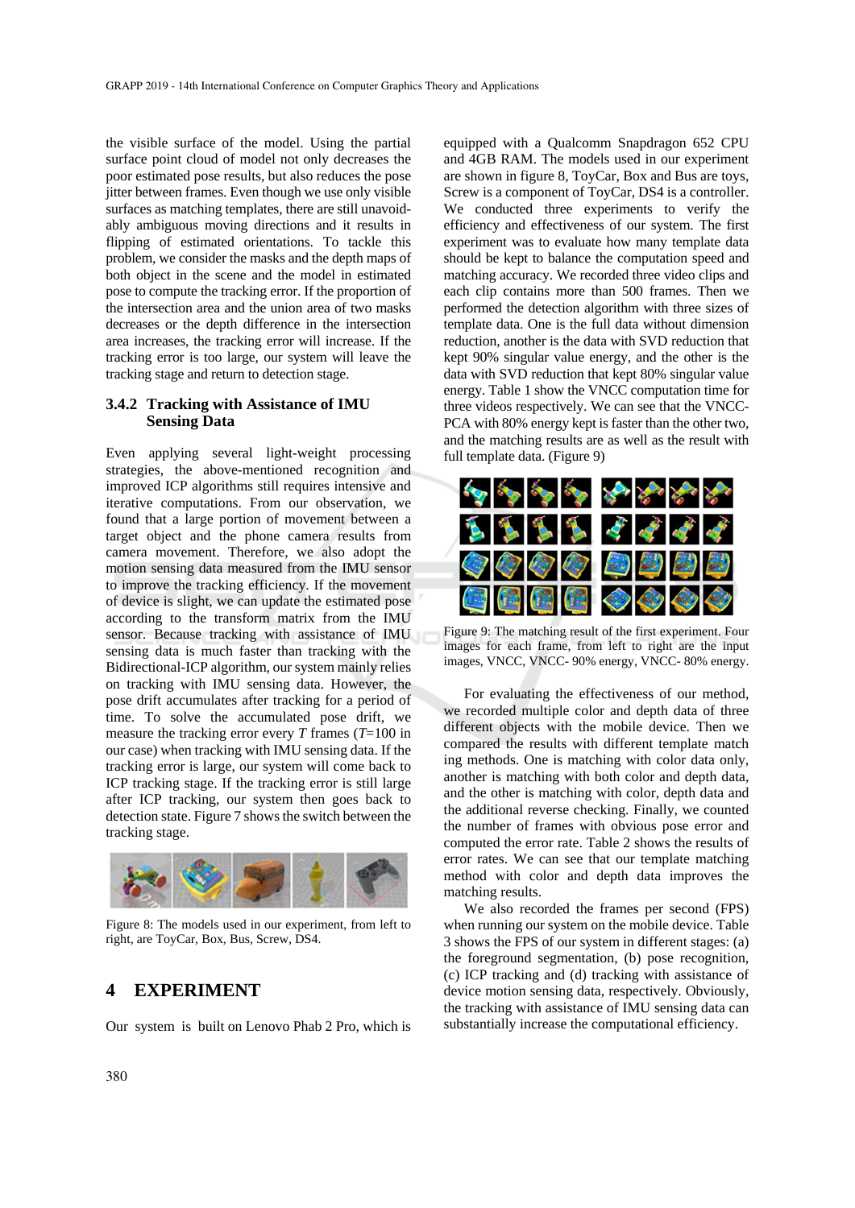the visible surface of the model. Using the partial surface point cloud of model not only decreases the poor estimated pose results, but also reduces the pose jitter between frames. Even though we use only visible surfaces as matching templates, there are still unavoidably ambiguous moving directions and it results in flipping of estimated orientations. To tackle this problem, we consider the masks and the depth maps of both object in the scene and the model in estimated pose to compute the tracking error. If the proportion of the intersection area and the union area of two masks decreases or the depth difference in the intersection area increases, the tracking error will increase. If the tracking error is too large, our system will leave the tracking stage and return to detection stage.

### 3.4.2 Tracking with Assistance of IMU Sensing Data

Even applying several light-weight processing strategies, the above-mentioned recognition and improved ICP algorithms still requires intensive and iterative computations. From our observation, we found that a large portion of movement between a target object and the phone camera results from camera movement. Therefore, we also adopt the motion sensing data measured from the IMU sensor to improve the tracking efficiency. If the movement of device is slight, we can update the estimated pose according to the transform matrix from the IMU sensor. Because tracking with assistance of IMU sensing data is much faster than tracking with the Bidirectional-ICP algorithm, our system mainly relies on tracking with IMU sensing data. However, the pose drift accumulates after tracking for a period of time. To solve the accumulated pose drift, we measure the tracking error every $T$ frames ($T$=100 in our case) when tracking with IMU sensing data. If the tracking error is large, our system will come back to ICP tracking stage. If the tracking error is still large after ICP tracking, our system then goes back to detection state. Figure 7 shows the switch between the tracking stage.

Figure 8: The models used in our experiment, from left to right, are ToyCar, Box, Bus, Screw, DS4.

## 4 EXPERIMENT

Our system is built on Lenovo Phab 2 Pro, which is equipped with a Qualcomm Snapdragon 652 CPU and 4GB RAM. The models used in our experiment are shown in figure 8, ToyCar, Box and Bus are toys, Screw is a component of ToyCar, DS4 is a controller. We conducted three experiments to verify the efficiency and effectiveness of our system. The first experiment was to evaluate how many template data should be kept to balance the computation speed and matching accuracy. We recorded three video clips and each clip contains more than 500 frames. Then we performed the detection algorithm with three sizes of template data. One is the full data without dimension reduction, another is the data with SVD reduction that kept 90% singular value energy, and the other is the data with SVD reduction that kept 80% singular value energy. Table 1 show the VNCC computation time for three videos respectively. We can see that the VNCC-PCA with 80% energy kept is faster than the other two, and the matching results are as well as the result with full template data. (Figure 9)

Figure 9: The matching result of the first experiment. Four images for each frame, from left to right are the input images, VNCC, VNCC- 90% energy, VNCC- 80% energy.

For evaluating the effectiveness of our method, we recorded multiple color and depth data of three different objects with the mobile device. Then we compared the results with different template matching methods. One is matching with color data only, another is matching with both color and depth data, and the other is matching with color, depth data and the additional reverse checking. Finally, we counted the number of frames with obvious pose error and computed the error rate. Table 2 shows the results of error rates. We can see that our template matching method with color and depth data improves the matching results.

We also recorded the frames per second (FPS) when running our system on the mobile device. Table 3 shows the FPS of our system in different stages: (a) the foreground segmentation, (b) pose recognition, (c) ICP tracking and (d) tracking with assistance of device motion sensing data, respectively. Obviously, the tracking with assistance of IMU sensing data can substantially increase the computational efficiency.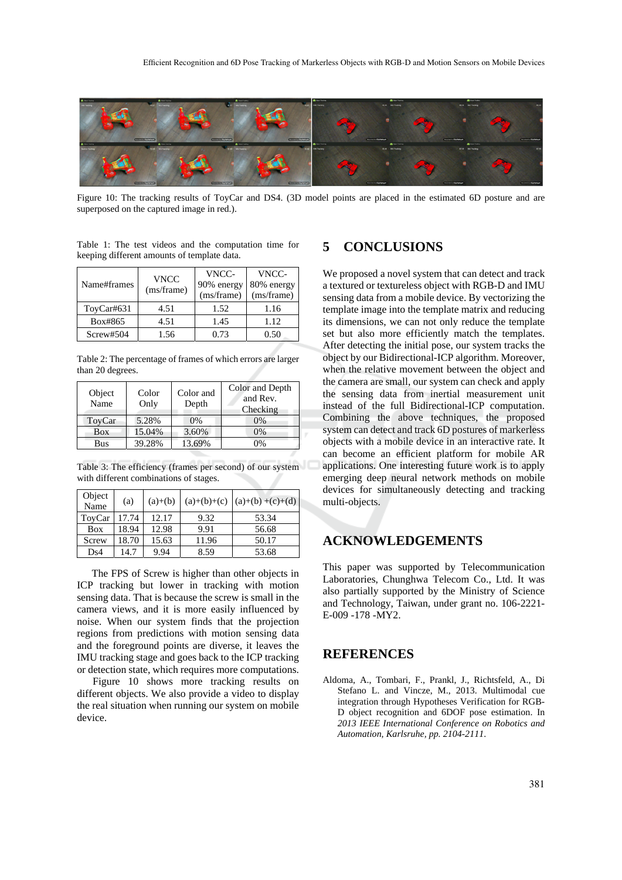Figure 10: The tracking results of ToyCar and DS4. (3D model points are placed in the estimated 6D posture and are superposed on the captured image in red.).

Table 1: The test videos and the computation time for keeping different amounts of template data.

| Name#frames | VNCC (ms/frame) | VNCC-90% energy (ms/frame) | VNCC-80% energy (ms/frame) |
|---|---|---|---|
| ToyCar#631 | 4.51 | 1.52 | 1.16 |
| Box#865 | 4.51 | 1.45 | 1.12 |
| Screw#504 | 1.56 | 0.73 | 0.50 |

Table 2: The percentage of frames of which errors are larger than 20 degrees.

| Object Name | Color Only | Color and Depth | Color and Depth and Rev. Checking |
|---|---|---|---|
| ToyCar | 5.28% | 0% | 0% |
| Box | 15.04% | 3.60% | 0% |
| Bus | 39.28% | 13.69% | 0% |

Table 3: The efficiency (frames per second) of our system with different combinations of stages.

| Object Name | (a) | (a)+(b) | (a)+(b)+(c) | (a)+(b) +(c)+(d) |
|---|---|---|---|---|
| ToyCar | 17.74 | 12.17 | 9.32 | 53.34 |
| Box | 18.94 | 12.98 | 9.91 | 56.68 |
| Screw | 18.70 | 15.63 | 11.96 | 50.17 |
| Ds4 | 14.7 | 9.94 | 8.59 | 53.68 |

The FPS of Screw is higher than other objects in ICP tracking but lower in tracking with motion sensing data. That is because the screw is small in the camera views, and it is more easily influenced by noise. When our system finds that the projection regions from predictions with motion sensing data and the foreground points are diverse, it leaves the IMU tracking stage and goes back to the ICP tracking or detection state, which requires more computations.

Figure 10 shows more tracking results on different objects. We also provide a video to display the real situation when running our system on mobile device.

## 5 CONCLUSIONS

We proposed a novel system that can detect and track a textured or textureless object with RGB-D and IMU sensing data from a mobile device. By vectorizing the template image into the template matrix and reducing its dimensions, we can not only reduce the template set but also more efficiently match the templates. After detecting the initial pose, our system tracks the object by our Bidirectional-ICP algorithm. Moreover, when the relative movement between the object and the camera are small, our system can check and apply the sensing data from inertial measurement unit instead of the full Bidirectional-ICP computation. Combining the above techniques, the proposed system can detect and track 6D postures of markerless objects with a mobile device in an interactive rate. It can become an efficient platform for mobile AR applications. One interesting future work is to apply emerging deep neural network methods on mobile devices for simultaneously detecting and tracking multi-objects.

## ACKNOWLEDGEMENTS

This paper was supported by Telecommunication Laboratories, Chunghwa Telecom Co., Ltd. It was also partially supported by the Ministry of Science and Technology, Taiwan, under grant no. 106-2221-E-009 -178 -MY2.

## REFERENCES

Aldoma, A., Tombari, F., Prankl, J., Richtsfeld, A., Di Stefano L. and Vincze, M., 2013. Multimodal cue integration through Hypotheses Verification for RGB-D object recognition and 6DOF pose estimation. In *2013 IEEE International Conference on Robotics and Automation, Karlsruhe, pp. 2104-2111*.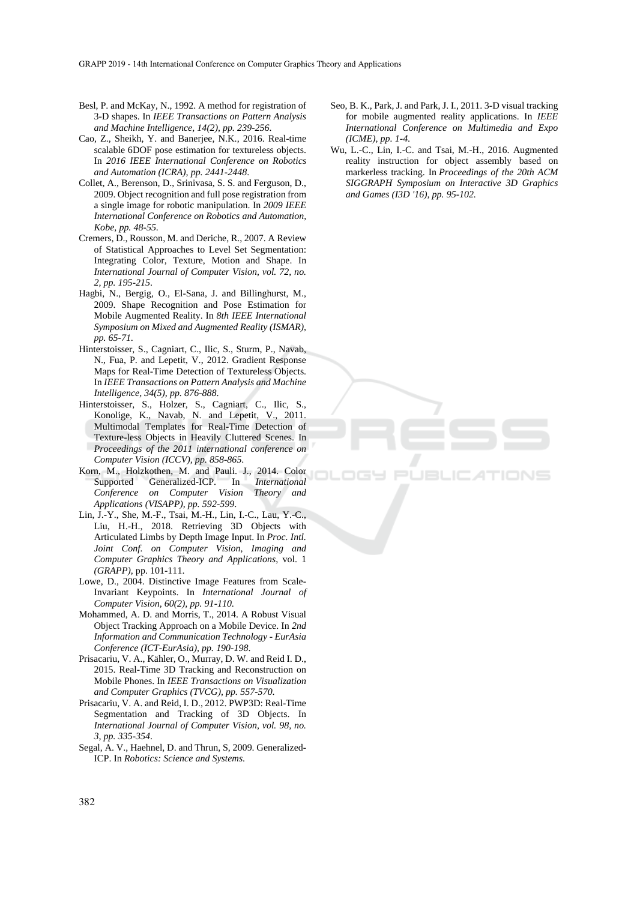Besl, P. and McKay, N., 1992. A method for registration of 3-D shapes. In *IEEE Transactions on Pattern Analysis and Machine Intelligence, 14(2), pp. 239-256*.

Cao, Z., Sheikh, Y. and Banerjee, N.K., 2016. Real-time scalable 6DOF pose estimation for textureless objects. In *2016 IEEE International Conference on Robotics and Automation (ICRA), pp. 2441-2448*.

Collet, A., Berenson, D., Srinivasa, S. S. and Ferguson, D., 2009. Object recognition and full pose registration from a single image for robotic manipulation. In *2009 IEEE International Conference on Robotics and Automation, Kobe, pp. 48-55*.

Cremers, D., Rousson, M. and Deriche, R., 2007. A Review of Statistical Approaches to Level Set Segmentation: Integrating Color, Texture, Motion and Shape. In *International Journal of Computer Vision, vol. 72, no. 2, pp. 195-215*.

Hagbi, N., Bergig, O., El-Sana, J. and Billinghurst, M., 2009. Shape Recognition and Pose Estimation for Mobile Augmented Reality. In *8th IEEE International Symposium on Mixed and Augmented Reality (ISMAR), pp. 65-71*.

Hinterstoisser, S., Cagniart, C., Ilic, S., Sturm, P., Navab, N., Fua, P. and Lepetit, V., 2012. Gradient Response Maps for Real-Time Detection of Textureless Objects. In *IEEE Transactions on Pattern Analysis and Machine Intelligence, 34(5), pp. 876-888*.

Hinterstoisser, S., Holzer, S., Cagniart, C., Ilic, S., Konolige, K., Navab, N. and Lepetit, V., 2011. Multimodal Templates for Real-Time Detection of Texture-less Objects in Heavily Cluttered Scenes. In *Proceedings of the 2011 international conference on Computer Vision (ICCV), pp. 858-865*.

Korn, M., Holzkothen, M. and Pauli. J., 2014. Color Supported Generalized-ICP. In *International Conference on Computer Vision Theory and Applications (VISAPP), pp. 592-599*.

Lin, J.-Y., She, M.-F., Tsai, M.-H., Lin, I.-C., Lau, Y.-C., Liu, H.-H., 2018. Retrieving 3D Objects with Articulated Limbs by Depth Image Input. In *Proc. Intl. Joint Conf. on Computer Vision, Imaging and Computer Graphics Theory and Applications*, vol. 1 *(GRAPP)*, pp. 101-111.

Lowe, D., 2004. Distinctive Image Features from Scale-Invariant Keypoints. In *International Journal of Computer Vision, 60(2), pp. 91-110*.

Mohammed, A. D. and Morris, T., 2014. A Robust Visual Object Tracking Approach on a Mobile Device. In *2nd Information and Communication Technology - EurAsia Conference (ICT-EurAsia), pp. 190-198*.

Prisacariu, V. A., Kähler, O., Murray, D. W. and Reid I. D., 2015. Real-Time 3D Tracking and Reconstruction on Mobile Phones. In *IEEE Transactions on Visualization and Computer Graphics (TVCG), pp. 557-570*.

Prisacariu, V. A. and Reid, I. D., 2012. PWP3D: Real-Time Segmentation and Tracking of 3D Objects. In *International Journal of Computer Vision, vol. 98, no. 3, pp. 335-354*.

Segal, A. V., Haehnel, D. and Thrun, S, 2009. Generalized-ICP. In *Robotics: Science and Systems*.

Seo, B. K., Park, J. and Park, J. I., 2011. 3-D visual tracking for mobile augmented reality applications. In *IEEE International Conference on Multimedia and Expo (ICME), pp. 1-4*.

Wu, L.-C., Lin, I.-C. and Tsai, M.-H., 2016. Augmented reality instruction for object assembly based on markerless tracking. In *Proceedings of the 20th ACM SIGGRAPH Symposium on Interactive 3D Graphics and Games (I3D '16), pp. 95-102.*